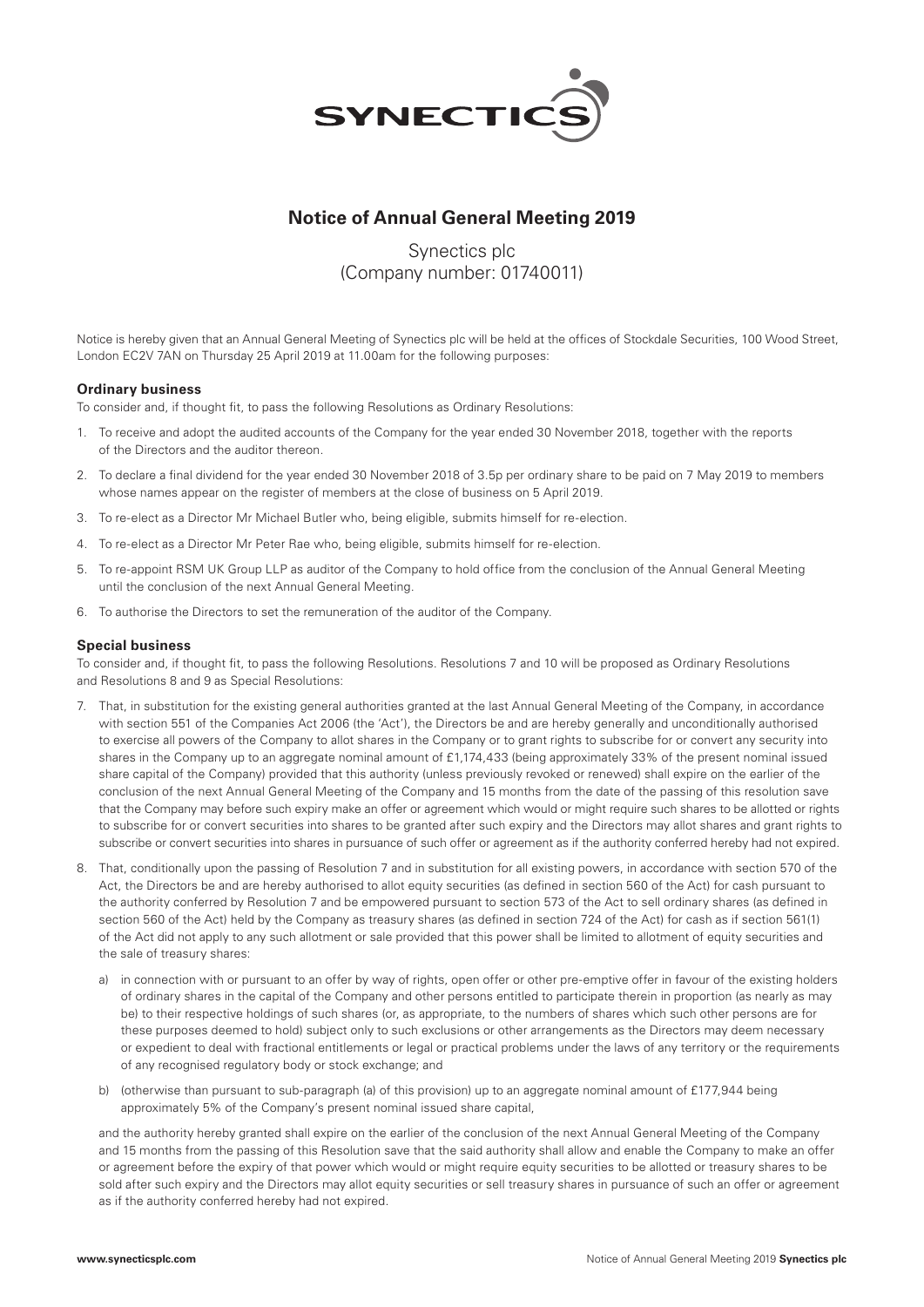SYNECTICS

# Notice of Annual General Meeting 2019

Synectics plc
(Company number: 01740011)

Notice is hereby given that an Annual General Meeting of Synectics plc will be held at the offices of Stockdale Securities, 100 Wood Street, London EC2V 7AN on Thursday 25 April 2019 at 11.00am for the following purposes:

### Ordinary business

To consider and, if thought fit, to pass the following Resolutions as Ordinary Resolutions:

1. To receive and adopt the audited accounts of the Company for the year ended 30 November 2018, together with the reports of the Directors and the auditor thereon.
2. To declare a final dividend for the year ended 30 November 2018 of 3.5p per ordinary share to be paid on 7 May 2019 to members whose names appear on the register of members at the close of business on 5 April 2019.
3. To re-elect as a Director Mr Michael Butler who, being eligible, submits himself for re-election.
4. To re-elect as a Director Mr Peter Rae who, being eligible, submits himself for re-election.
5. To re-appoint RSM UK Group LLP as auditor of the Company to hold office from the conclusion of the Annual General Meeting until the conclusion of the next Annual General Meeting.
6. To authorise the Directors to set the remuneration of the auditor of the Company.

### Special business

To consider and, if thought fit, to pass the following Resolutions. Resolutions 7 and 10 will be proposed as Ordinary Resolutions and Resolutions 8 and 9 as Special Resolutions:

7. That, in substitution for the existing general authorities granted at the last Annual General Meeting of the Company, in accordance with section 551 of the Companies Act 2006 (the 'Act'), the Directors be and are hereby generally and unconditionally authorised to exercise all powers of the Company to allot shares in the Company or to grant rights to subscribe for or convert any security into shares in the Company up to an aggregate nominal amount of £1,174,433 (being approximately 33% of the present nominal issued share capital of the Company) provided that this authority (unless previously revoked or renewed) shall expire on the earlier of the conclusion of the next Annual General Meeting of the Company and 15 months from the date of the passing of this resolution save that the Company may before such expiry make an offer or agreement which would or might require such shares to be allotted or rights to subscribe for or convert securities into shares to be granted after such expiry and the Directors may allot shares and grant rights to subscribe or convert securities into shares in pursuance of such offer or agreement as if the authority conferred hereby had not expired.
8. That, conditionally upon the passing of Resolution 7 and in substitution for all existing powers, in accordance with section 570 of the Act, the Directors be and are hereby authorised to allot equity securities (as defined in section 560 of the Act) for cash pursuant to the authority conferred by Resolution 7 and be empowered pursuant to section 573 of the Act to sell ordinary shares (as defined in section 560 of the Act) held by the Company as treasury shares (as defined in section 724 of the Act) for cash as if section 561(1) of the Act did not apply to any such allotment or sale provided that this power shall be limited to allotment of equity securities and the sale of treasury shares:

   a) in connection with or pursuant to an offer by way of rights, open offer or other pre-emptive offer in favour of the existing holders of ordinary shares in the capital of the Company and other persons entitled to participate therein in proportion (as nearly as may be) to their respective holdings of such shares (or, as appropriate, to the numbers of shares which such other persons are for these purposes deemed to hold) subject only to such exclusions or other arrangements as the Directors may deem necessary or expedient to deal with fractional entitlements or legal or practical problems under the laws of any territory or the requirements of any recognised regulatory body or stock exchange; and

   b) (otherwise than pursuant to sub-paragraph (a) of this provision) up to an aggregate nominal amount of £177,944 being approximately 5% of the Company's present nominal issued share capital,

   and the authority hereby granted shall expire on the earlier of the conclusion of the next Annual General Meeting of the Company and 15 months from the passing of this Resolution save that the said authority shall allow and enable the Company to make an offer or agreement before the expiry of that power which would or might require equity securities to be allotted or treasury shares to be sold after such expiry and the Directors may allot equity securities or sell treasury shares in pursuance of such an offer or agreement as if the authority conferred hereby had not expired.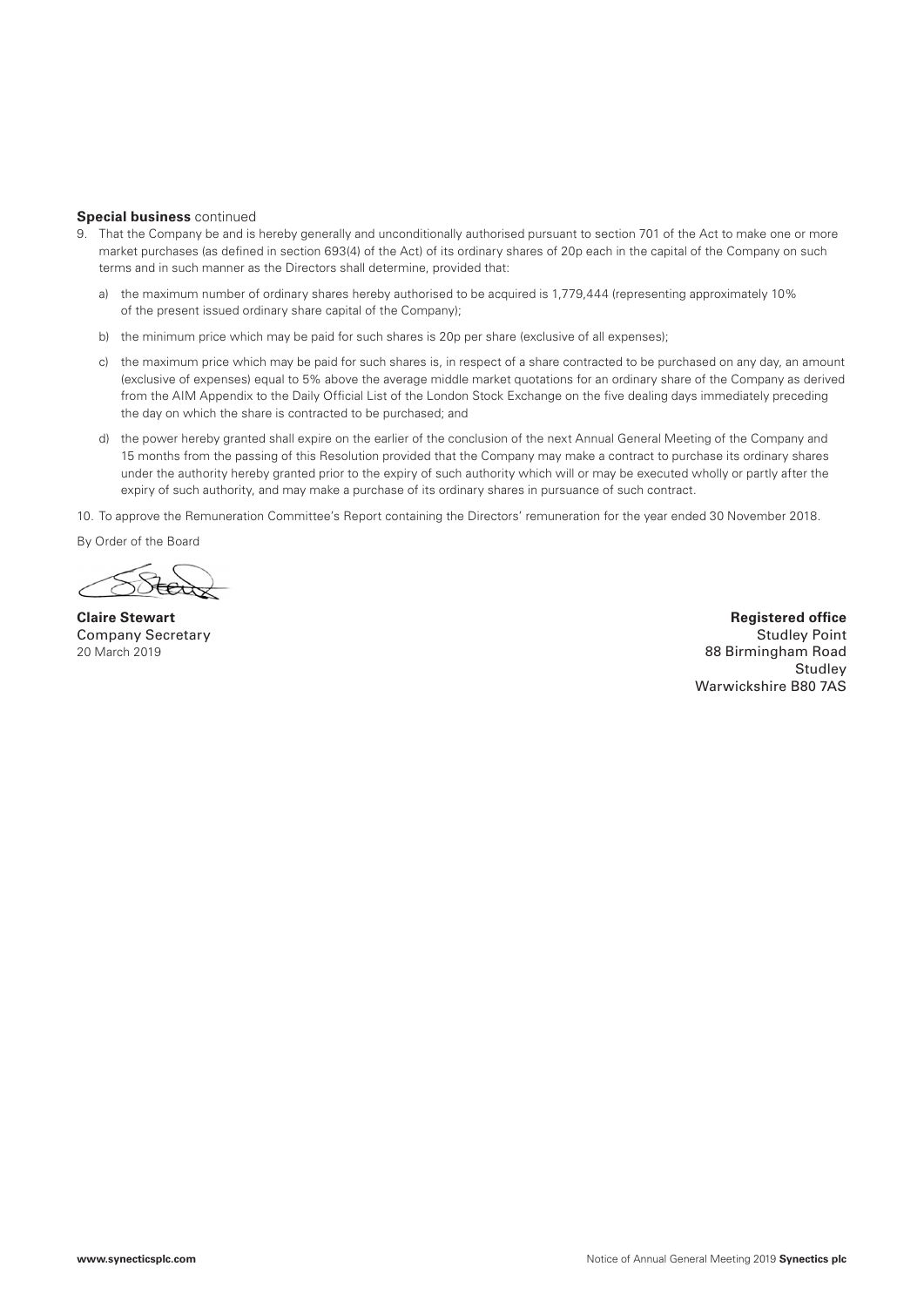**Special business** continued

9. That the Company be and is hereby generally and unconditionally authorised pursuant to section 701 of the Act to make one or more market purchases (as defined in section 693(4) of the Act) of its ordinary shares of 20p each in the capital of the Company on such terms and in such manner as the Directors shall determine, provided that:

   a) the maximum number of ordinary shares hereby authorised to be acquired is 1,779,444 (representing approximately 10% of the present issued ordinary share capital of the Company);

   b) the minimum price which may be paid for such shares is 20p per share (exclusive of all expenses);

   c) the maximum price which may be paid for such shares is, in respect of a share contracted to be purchased on any day, an amount (exclusive of expenses) equal to 5% above the average middle market quotations for an ordinary share of the Company as derived from the AIM Appendix to the Daily Official List of the London Stock Exchange on the five dealing days immediately preceding the day on which the share is contracted to be purchased; and

   d) the power hereby granted shall expire on the earlier of the conclusion of the next Annual General Meeting of the Company and 15 months from the passing of this Resolution provided that the Company may make a contract to purchase its ordinary shares under the authority hereby granted prior to the expiry of such authority which will or may be executed wholly or partly after the expiry of such authority, and may make a purchase of its ordinary shares in pursuance of such contract.

10. To approve the Remuneration Committee's Report containing the Directors' remuneration for the year ended 30 November 2018.

By Order of the Board

**Claire Stewart**
Company Secretary
20 March 2019

**Registered office**
Studley Point
88 Birmingham Road
Studley
Warwickshire B80 7AS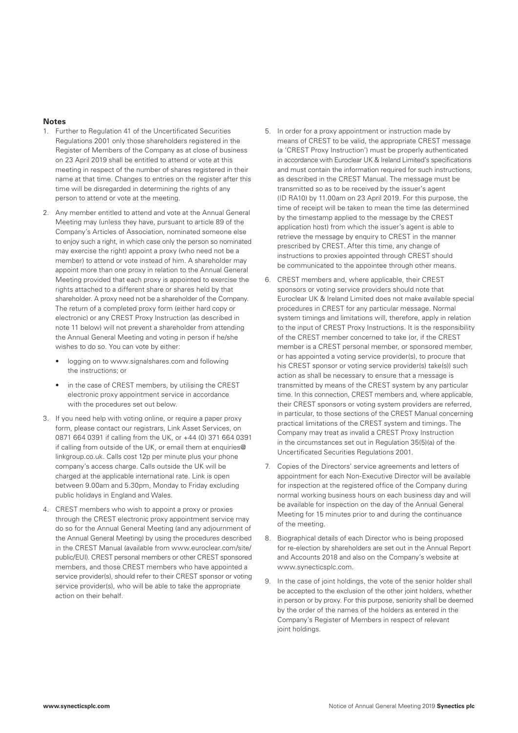## Notes

1. Further to Regulation 41 of the Uncertificated Securities Regulations 2001 only those shareholders registered in the Register of Members of the Company as at close of business on 23 April 2019 shall be entitled to attend or vote at this meeting in respect of the number of shares registered in their name at that time. Changes to entries on the register after this time will be disregarded in determining the rights of any person to attend or vote at the meeting.

2. Any member entitled to attend and vote at the Annual General Meeting may (unless they have, pursuant to article 89 of the Company's Articles of Association, nominated someone else to enjoy such a right, in which case only the person so nominated may exercise the right) appoint a proxy (who need not be a member) to attend or vote instead of him. A shareholder may appoint more than one proxy in relation to the Annual General Meeting provided that each proxy is appointed to exercise the rights attached to a different share or shares held by that shareholder. A proxy need not be a shareholder of the Company. The return of a completed proxy form (either hard copy or electronic) or any CREST Proxy Instruction (as described in note 11 below) will not prevent a shareholder from attending the Annual General Meeting and voting in person if he/she wishes to do so. You can vote by either:

   - logging on to www.signalshares.com and following the instructions; or
   - in the case of CREST members, by utilising the CREST electronic proxy appointment service in accordance with the procedures set out below.

3. If you need help with voting online, or require a paper proxy form, please contact our registrars, Link Asset Services, on 0871 664 0391 if calling from the UK, or +44 (0) 371 664 0391 if calling from outside of the UK, or email them at enquiries@linkgroup.co.uk. Calls cost 12p per minute plus your phone company's access charge. Calls outside the UK will be charged at the applicable international rate. Link is open between 9.00am and 5.30pm, Monday to Friday excluding public holidays in England and Wales.

4. CREST members who wish to appoint a proxy or proxies through the CREST electronic proxy appointment service may do so for the Annual General Meeting (and any adjournment of the Annual General Meeting) by using the procedures described in the CREST Manual (available from www.euroclear.com/site/public/EUI). CREST personal members or other CREST sponsored members, and those CREST members who have appointed a service provider(s), should refer to their CREST sponsor or voting service provider(s), who will be able to take the appropriate action on their behalf.

5. In order for a proxy appointment or instruction made by means of CREST to be valid, the appropriate CREST message (a 'CREST Proxy Instruction') must be properly authenticated in accordance with Euroclear UK & Ireland Limited's specifications and must contain the information required for such instructions, as described in the CREST Manual. The message must be transmitted so as to be received by the issuer's agent (ID RA10) by 11.00am on 23 April 2019. For this purpose, the time of receipt will be taken to mean the time (as determined by the timestamp applied to the message by the CREST application host) from which the issuer's agent is able to retrieve the message by enquiry to CREST in the manner prescribed by CREST. After this time, any change of instructions to proxies appointed through CREST should be communicated to the appointee through other means.

6. CREST members and, where applicable, their CREST sponsors or voting service providers should note that Euroclear UK & Ireland Limited does not make available special procedures in CREST for any particular message. Normal system timings and limitations will, therefore, apply in relation to the input of CREST Proxy Instructions. It is the responsibility of the CREST member concerned to take (or, if the CREST member is a CREST personal member, or sponsored member, or has appointed a voting service provider(s), to procure that his CREST sponsor or voting service provider(s) take(s)) such action as shall be necessary to ensure that a message is transmitted by means of the CREST system by any particular time. In this connection, CREST members and, where applicable, their CREST sponsors or voting system providers are referred, in particular, to those sections of the CREST Manual concerning practical limitations of the CREST system and timings. The Company may treat as invalid a CREST Proxy Instruction in the circumstances set out in Regulation 35(5)(a) of the Uncertificated Securities Regulations 2001.

7. Copies of the Directors' service agreements and letters of appointment for each Non-Executive Director will be available for inspection at the registered office of the Company during normal working business hours on each business day and will be available for inspection on the day of the Annual General Meeting for 15 minutes prior to and during the continuance of the meeting.

8. Biographical details of each Director who is being proposed for re-election by shareholders are set out in the Annual Report and Accounts 2018 and also on the Company's website at www.synecticsplc.com.

9. In the case of joint holdings, the vote of the senior holder shall be accepted to the exclusion of the other joint holders, whether in person or by proxy. For this purpose, seniority shall be deemed by the order of the names of the holders as entered in the Company's Register of Members in respect of relevant joint holdings.